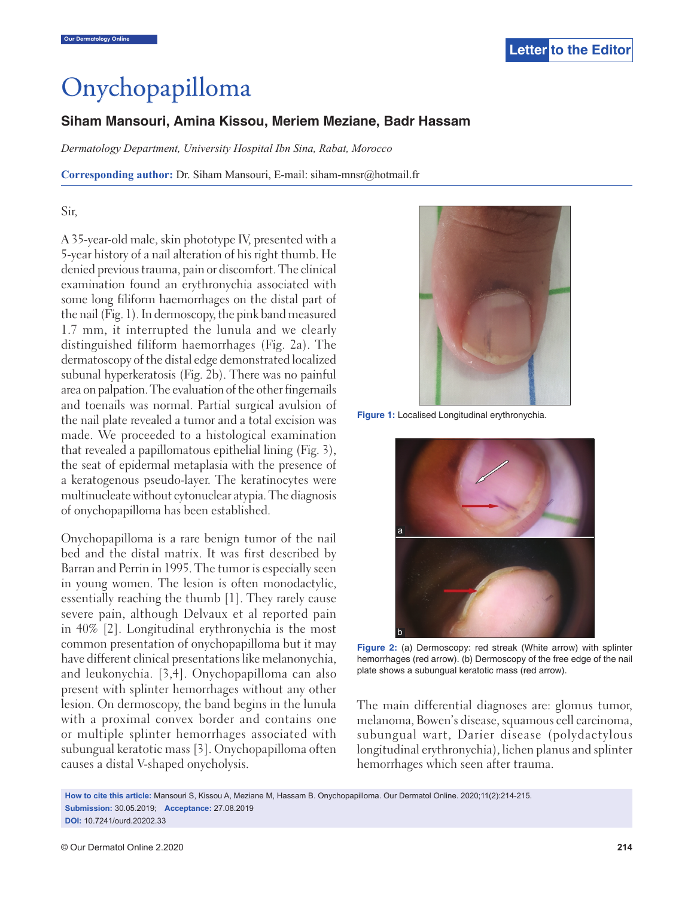Letter to the Editor

# Onychopapilloma

**Siham Mansouri, Amina Kissou, Meriem Meziane, Badr Hassam**

*Dermatology Department, University Hospital Ibn Sina, Rabat, Morocco*

**Corresponding author:** Dr. Siham Mansouri, E-mail: siham-mnsr@hotmail.fr

Sir,

A 35-year-old male, skin phototype IV, presented with a 5-year history of a nail alteration of his right thumb. He denied previous trauma, pain or discomfort. The clinical examination found an erythronychia associated with some long filiform haemorrhages on the distal part of the nail (Fig. 1). In dermoscopy, the pink band measured 1.7 mm, it interrupted the lunula and we clearly distinguished filiform haemorrhages (Fig. 2a). The dermatoscopy of the distal edge demonstrated localized subunal hyperkeratosis (Fig. 2b). There was no painful area on palpation. The evaluation of the other fingernails and toenails was normal. Partial surgical avulsion of the nail plate revealed a tumor and a total excision was made. We proceeded to a histological examination that revealed a papillomatous epithelial lining (Fig. 3), the seat of epidermal metaplasia with the presence of a keratogenous pseudo-layer. The keratinocytes were multinucleate without cytonuclear atypia. The diagnosis of onychopapilloma has been established.

Onychopapilloma is a rare benign tumor of the nail bed and the distal matrix. It was first described by Barran and Perrin in 1995. The tumor is especially seen in young women. The lesion is often monodactylic, essentially reaching the thumb [1]. They rarely cause severe pain, although Delvaux et al reported pain in 40% [2]. Longitudinal erythronychia is the most common presentation of onychopapilloma but it may have different clinical presentations like melanonychia, and leukonychia. [3,4]. Onychopapilloma can also present with splinter hemorrhages without any other lesion. On dermoscopy, the band begins in the lunula with a proximal convex border and contains one or multiple splinter hemorrhages associated with subungual keratotic mass [3]. Onychopapilloma often causes a distal V-shaped onycholysis.

**Figure 1:** Localised Longitudinal erythronychia.

**Figure 2:** (a) Dermoscopy: red streak (White arrow) with splinter hemorrhages (red arrow). (b) Dermoscopy of the free edge of the nail plate shows a subungual keratotic mass (red arrow).

The main differential diagnoses are: glomus tumor, melanoma, Bowen's disease, squamous cell carcinoma, subungual wart, Darier disease (polydactylous longitudinal erythronychia), lichen planus and splinter hemorrhages which seen after trauma.

**How to cite this article:** Mansouri S, Kissou A, Meziane M, Hassam B. Onychopapilloma. Our Dermatol Online. 2020;11(2):214-215.
**Submission:** 30.05.2019; **Acceptance:** 27.08.2019
**DOI:** 10.7241/ourd.20202.33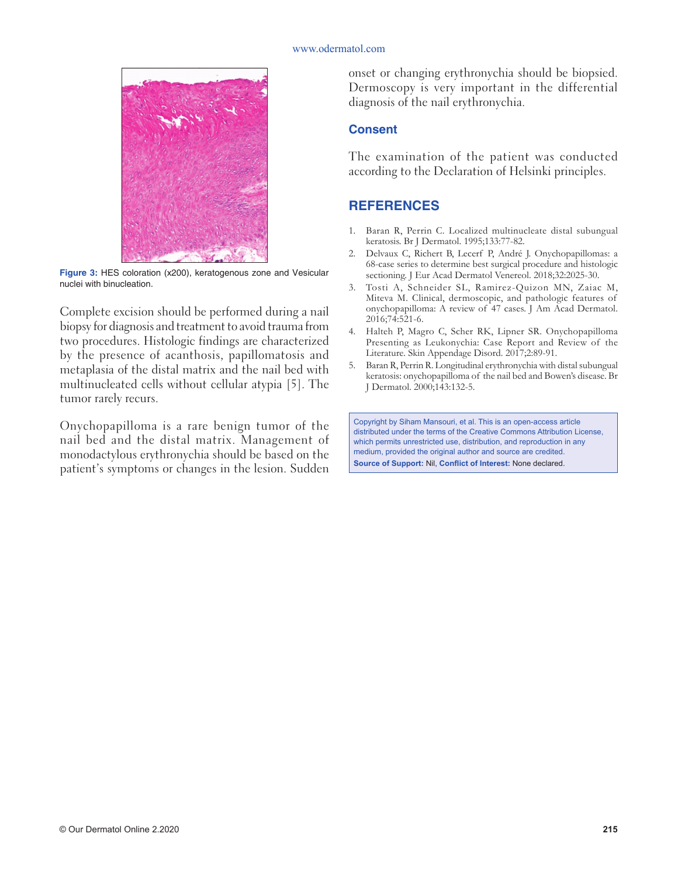Figure 3: HES coloration (x200), keratogenous zone and Vesicular nuclei with binucleation.

Complete excision should be performed during a nail biopsy for diagnosis and treatment to avoid trauma from two procedures. Histologic findings are characterized by the presence of acanthosis, papillomatosis and metaplasia of the distal matrix and the nail bed with multinucleated cells without cellular atypia [5]. The tumor rarely recurs.

Onychopapilloma is a rare benign tumor of the nail bed and the distal matrix. Management of monodactylous erythronychia should be based on the patient's symptoms or changes in the lesion. Sudden onset or changing erythronychia should be biopsied. Dermoscopy is very important in the differential diagnosis of the nail erythronychia.

## Consent

The examination of the patient was conducted according to the Declaration of Helsinki principles.

## REFERENCES

1. Baran R, Perrin C. Localized multinucleate distal subungual keratosis. Br J Dermatol. 1995;133:77-82.
2. Delvaux C, Richert B, Lecerf P, André J. Onychopapillomas: a 68-case series to determine best surgical procedure and histologic sectioning. J Eur Acad Dermatol Venereol. 2018;32:2025-30.
3. Tosti A, Schneider SL, Ramirez-Quizon MN, Zaiac M, Miteva M. Clinical, dermoscopic, and pathologic features of onychopapilloma: A review of 47 cases. J Am Acad Dermatol. 2016;74:521-6.
4. Halteh P, Magro C, Scher RK, Lipner SR. Onychopapilloma Presenting as Leukonychia: Case Report and Review of the Literature. Skin Appendage Disord. 2017;2:89-91.
5. Baran R, Perrin R. Longitudinal erythronychia with distal subungual keratosis: onychopapilloma of the nail bed and Bowen's disease. Br J Dermatol. 2000;143:132-5.

Copyright by Siham Mansouri, et al. This is an open-access article distributed under the terms of the Creative Commons Attribution License, which permits unrestricted use, distribution, and reproduction in any medium, provided the original author and source are credited.
**Source of Support:** Nil, **Conflict of Interest:** None declared.